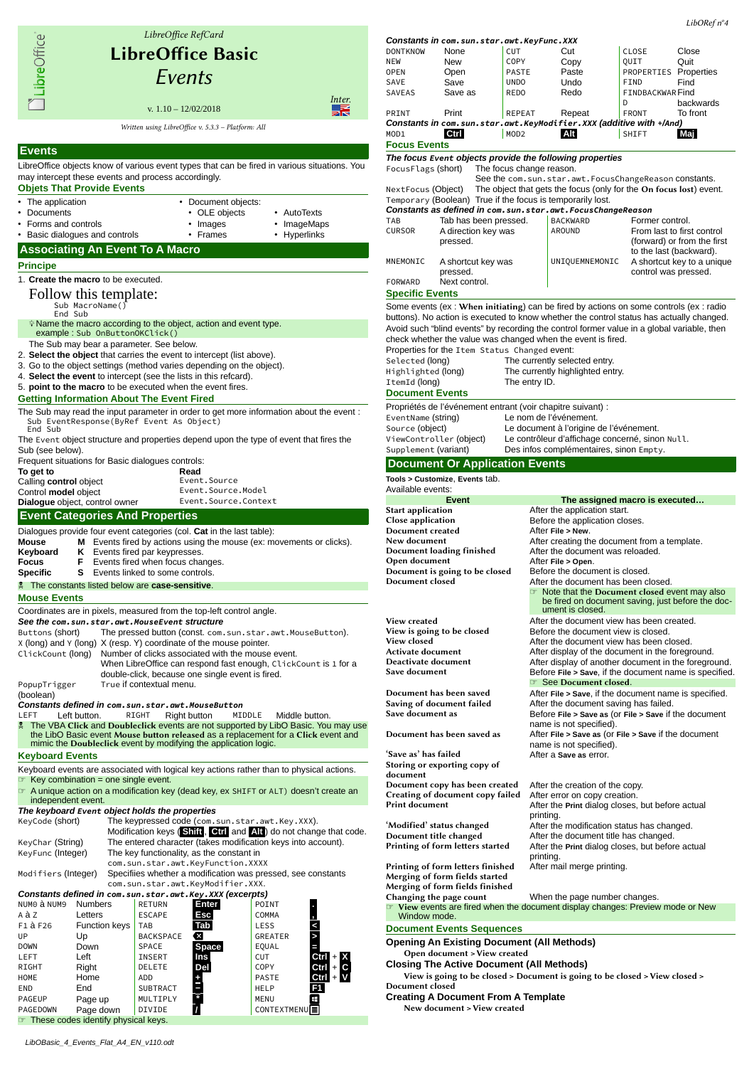LibreOffice RefCard

# LibreOffice Basic
# *Events*

v. 1.10 – 12/02/2018

Inter.

*Written using LibreOffice v. 5.3.3 – Platform: All*

## Events

LibreOffice objects know of various event types that can be fired in various situations. You may intercept these events and process accordingly.

### Objets That Provide Events

- The application
- Documents
- Forms and controls
- Basic dialogues and controls
- Document objects:
  - OLE objects
  - Images
  - Frames
  - AutoTexts
  - ImageMaps
  - Hyperlinks

## Associating An Event To A Macro

### Principe

1. **Create the macro** to be executed.

Follow this template:

```
Sub MacroName()
End Sub
```

Name the macro according to the object, action and event type. example : `Sub OnButtonOKClick()`

The Sub may bear a parameter. See below.

2. **Select the object** that carries the event to intercept (list above).
3. Go to the object settings (method varies depending on the object).
4. **Select the event** to intercept (see the lists in this refcard).
5. **point to the macro** to be executed when the event fires.

### Getting Information About The Event Fired

The Sub may read the input parameter in order to get more information about the event :

```
Sub EventResponse(ByRef Event As Object)
End Sub
```

The `Event` object structure and properties depend upon the type of event that fires the Sub (see below).

Frequent situations for Basic dialogues controls:

| To get to | Read |
|---|---|
| Calling **control** object | `Event.Source` |
| Control **model** object | `Event.Source.Model` |
| **Dialogue** object, control owner | `Event.Source.Context` |

## Event Categories And Properties

Dialogues provide four event categories (col. **Cat** in the last table):

| | | |
|---|---|---|
| **Mouse** | **M** | Events fired by actions using the mouse (ex: movements or clicks). |
| **Keyboard** | **K** | Events fired par keypresses. |
| **Focus** | **F** | Events fired when focus changes. |
| **Specific** | **S** | Events linked to some controls. |

The constants listed below are **case-sensitive**.

### Mouse Events

Coordinates are in pixels, measured from the top-left control angle.

***See the `com.sun.star.awt.MouseEvent` structure***

| | |
|---|---|
| `Buttons` (short) | The pressed button (const. `com.sun.star.awt.MouseButton`). |
| `X` (long) and `Y` (long) | X (resp. Y) coordinate of the mouse pointer. |
| `ClickCount` (long) | Number of clicks associated with the mouse event. When LibreOffice can respond fast enough, `ClickCount` is `1` for a double-click, because one single event is fired. |
| `PopupTrigger` (boolean) | `True` if contextual menu. |

***Constants defined in `com.sun.star.awt.MouseButton`***

| | | | | | |
|---|---|---|---|---|---|
| `LEFT` | Left button. | `RIGHT` | Right button | `MIDDLE` | Middle button. |

The VBA **Click** and **Doubleclick** events are not supported by LibO Basic. You may use the LibO Basic event **Mouse button released** as a replacement for a **Click** event and mimic the **Doubleclick** event by modifying the application logic.

### Keyboard Events

Keyboard events are associated with logical key actions rather than to physical actions.

- Key combination = one single event.
- A unique action on a modification key (dead key, ex `SHIFT` or `ALT`) doesn't create an independent event.

***The keyboard `Event` object holds the properties***

| | |
|---|---|
| `KeyCode` (short) | The keypressed code (`com.sun.star.awt.Key.XXX`). Modification keys (**Shift**, **Ctrl** and **Alt**) do not change that code. |
| `KeyChar` (String) | The entered character (takes modification keys into account). |
| `KeyFunc` (Integer) | The key functionality, as the constant in `com.sun.star.awt.KeyFunction.XXXX` |
| `Modifiers` (Integer) | Specifiies whether a modification was pressed, see constants `com.sun.star.awt.KeyModifier.XXX`. |

***Constants defined in `com.sun.star.awt.Key.XXX` (excerpts)***

| | | | | | |
|---|---|---|---|---|---|
| `NUM0` à `NUM9` | Numbers | `RETURN` | Enter | `POINT` | . |
| `A` à `Z` | Letters | `ESCAPE` | Esc | `COMMA` | , |
| `F1` à `F26` | Function keys | `TAB` | Tab | `LESS` | < |
| `UP` | Up | `BACKSPACE` | ⌫ | `GREATER` | > |
| `DOWN` | Down | `SPACE` | Space | `EQUAL` | = |
| `LEFT` | Left | `INSERT` | Ins | `CUT` | Ctrl + X |
| `RIGHT` | Right | `DELETE` | Del | `COPY` | Ctrl + C |
| `HOME` | Home | `ADD` | + | `PASTE` | Ctrl + V |
| `END` | End | `SUBTRACT` | - | `HELP` | F1 |
| `PAGEUP` | Page up | `MULTIPLY` | * | `MENU` | ⊞ |
| `PAGEDOWN` | Page down | `DIVIDE` | / | `CONTEXTMENU` | ☰ |

These codes identify physical keys.

***Constants in `com.sun.star.awt.KeyFunc.XXX`***

| | | | | | |
|---|---|---|---|---|---|
| `DONTKNOW` | None | `CUT` | Cut | `CLOSE` | Close |
| `NEW` | New | `COPY` | Copy | `QUIT` | Quit |
| `OPEN` | Open | `PASTE` | Paste | `PROPERTIES` | Properties |
| `SAVE` | Save | `UNDO` | Undo | `FIND` | Find |
| `SAVEAS` | Save as | `REDO` | Redo | `FINDBACKWARD` | Find backwards |
| `PRINT` | Print | `REPEAT` | Repeat | `FRONT` | To front |

***Constants in `com.sun.star.awt.KeyModifier.XXX` (additive with +/And)***

| | | | | | |
|---|---|---|---|---|---|
| `MOD1` | Ctrl | `MOD2` | Alt | `SHIFT` | Maj |

### Focus Events

***The focus `Event` objects provide the following properties***

| | |
|---|---|
| `FocusFlags` (short) | The focus change reason. See the `com.sun.star.awt.FocusChangeReason` constants. |
| `NextFocus` (Object) | The object that gets the focus (only for the **On focus lost**) event. |
| `Temporary` (Boolean) | True if the focus is temporarily lost. |

***Constants as defined in `com.sun.star.awt.FocusChangeReason`***

| | | | |
|---|---|---|---|
| `TAB` | Tab has been pressed. | `BACKWARD` | Former control. |
| `CURSOR` | A direction key was pressed. | `AROUND` | From last to first control (forward) or from the first to the last (backward). |
| `MNEMONIC` | A shortcut key was pressed. | `UNIQUEMNEMONIC` | A shortcut key to a unique control was pressed. |
| `FORWARD` | Next control. | | |

### Specific Events

Some events (ex : **When initiating**) can be fired by actions on some controls (ex : radio buttons). No action is executed to know whether the control status has actually changed. Avoid such "blind events" by recording the control former value in a global variable, then check whether the value was changed when the event is fired.

Properties for the `Item Status Changed` event:

| | |
|---|---|
| `Selected` (long) | The currently selected entry. |
| `Highlighted` (long) | The currently highlighted entry. |
| `ItemId` (long) | The entry ID. |

### Document Events

Propriétés de l'événement entrant (voir chapitre suivant) :

| | |
|---|---|
| `EventName` (string) | Le nom de l'événement. |
| `Source` (object) | Le document à l'origine de l'événement. |
| `ViewController` (object) | Le contrôleur d'affichage concerné, sinon `Null`. |
| `Supplement` (variant) | Des infos complémentaires, sinon `Empty`. |

## Document Or Application Events

**Tools > Customize**, **Events** tab.

Available events:

| Event | The assigned macro is executed… |
|---|---|
| **Start application** | After the application start. |
| **Close application** | Before the application closes. |
| **Document created** | After **File > New**. |
| **New document** | After creating the document from a template. |
| **Document loading finished** | After the document was reloaded. |
| **Open document** | After **File > Open**. |
| **Document is going to be closed** | Before the document is closed. |
| **Document closed** | After the document has been closed. ☞ Note that the **Document closed** event may also be fired on document saving, just before the document is closed. |
| **View created** | After the document view has been created. |
| **View is going to be closed** | Before the document view is closed. |
| **View closed** | After the document view has been closed. |
| **Activate document** | After display of the document in the foreground. |
| **Deactivate document** | After display of another document in the foreground. |
| **Save document** | Before **File > Save**, if the document name is specified. ☞ See **Document closed**. |
| **Document has been saved** | After **File > Save**, if the document name is specified. |
| **Saving of document failed** | After the document saving has failed. |
| **Save document as** | Before **File > Save as** (or **File > Save** if the document name is not specified). |
| **Document has been saved as** | After **File > Save as** (or **File > Save** if the document name is not specified). |
| **'Save as' has failed** | After a **Save as** error. |
| **Storing or exporting copy of document** | |
| **Document copy has been created** | After the creation of the copy. |
| **Creating of document copy failed** | After error on copy creation. |
| **Print document** | After the **Print** dialog closes, but before actual printing. |
| **'Modified' status changed** | After the modification status has changed. |
| **Document title changed** | After the document title has changed. |
| **Printing of form letters started** | After the **Print** dialog closes, but before actual printing. |
| **Printing of form letters finished** | After mail merge printing. |
| **Merging of form fields started** | |
| **Merging of form fields finished** | |
| **Changing the page count** | When the page number changes. |

☞ **View events** are fired when the document display changes: Preview mode or New Window mode.

### Document Events Sequences

#### Opening An Existing Document (All Methods)

**Open document** > **View created**

#### Closing The Active Document (All Methods)

**View is going to be closed** > **Document is going to be closed** > **View closed** > **Document closed**

#### Creating A Document From A Template

**New document** > **View created**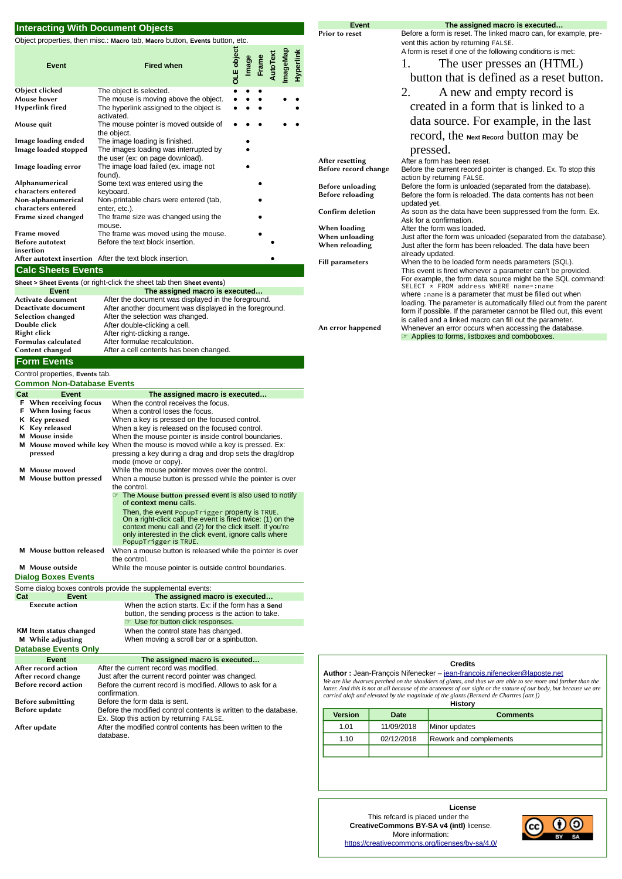## Interacting With Document Objects

Object properties, then misc.: **Macro** tab, **Macro** button, **Events** button, etc.

| Event | Fired when | OLE object | Image | Frame | AutoText | ImageMap | Hyperlink |
|---|---|---|---|---|---|---|---|
| Object clicked | The object is selected. | • | • | • | | | |
| Mouse hover | The mouse is moving above the object. | • | • | • | | • | • |
| Hyperlink fired | The hyperlink assigned to the object is activated. | • | • | • | | | • |
| Mouse quit | The mouse pointer is moved outside of the object. | • | • | • | | • | • |
| Image loading ended | The image loading is finished. | | • | | | | |
| Image loaded stopped | The images loading was interrupted by the user (ex: on page download). | | • | | | | |
| Image loading error | The image load failed (ex. image not found). | | • | | | | |
| Alphanumerical characters entered | Some text was entered using the keyboard. | | | • | | | |
| Non-alphanumerical characters entered | Non-printable chars were entered (tab, enter, etc.). | | | • | | | |
| Frame sized changed | The frame size was changed using the mouse. | | | • | | | |
| Frame moved | The frame was moved using the mouse. | | | • | | | |
| Before autotext insertion | Before the text block insertion. | | | | • | | |
| After autotext insertion | After the text block insertion. | | | | • | | |

## Calc Sheets Events

**Sheet > Sheet Events** (or right-click the sheet tab then **Sheet events**)

| Event | The assigned macro is executed… |
|---|---|
| Activate document | After the document was displayed in the foreground. |
| Deactivate document | After another document was displayed in the foreground. |
| Selection changed | After the selection was changed. |
| Double click | After double-clicking a cell. |
| Right click | After right-clicking a range. |
| Formulas calculated | After formulae recalculation. |
| Content changed | After a cell contents has been changed. |

## Form Events

Control properties, **Events** tab.

### Common Non-Database Events

| Cat | Event | The assigned macro is executed… |
|---|---|---|
| F | When receiving focus | When the control receives the focus. |
| F | When losing focus | When a control loses the focus. |
| K | Key pressed | When a key is pressed on the focused control. |
| K | Key released | When a key is released on the focused control. |
| M | Mouse inside | When the mouse pointer is inside control boundaries. |
| M | Mouse moved while key pressed | When the mouse is moved while a key is pressed. Ex: pressing a key during a drag and drop sets the drag/drop mode (move or copy). |
| M | Mouse moved | While the mouse pointer moves over the control. |
| M | Mouse button pressed | When a mouse button is pressed while the pointer is over the control. ☞ The **Mouse button pressed** event is also used to notify of **context menu** calls. Then, the event `PopupTrigger` property is `TRUE`. On a right-click call, the event is fired twice: (1) on the context menu call and (2) for the click itself. If you're only interested in the click event, ignore calls where `PopupTrigger` is `TRUE`. |
| M | Mouse button released | When a mouse button is released while the pointer is over the control. |
| M | Mouse outside | While the mouse pointer is outside control boundaries. |

### Dialog Boxes Events

Some dialog boxes controls provide the supplemental events:

| Cat | Event | The assigned macro is executed… |
|---|---|---|
| | Execute action | When the action starts. Ex: if the form has a **Send** button, the sending process is the action to take. ☞ Use for button click responses. |
| KM | Item status changed | When the control state has changed. |
| M | While adjusting | When moving a scroll bar or a spinbutton. |

### Database Events Only

| Event | The assigned macro is executed… |
|---|---|
| After record action | After the current record was modified. |
| After record change | Just after the current record pointer was changed. |
| Before record action | Before the current record is modified. Allows to ask for a confirmation. |
| Before submitting | Before the form data is sent. |
| Before update | Before the modified control contents is written to the database. Ex. Stop this action by returning `FALSE`. |
| After update | After the modified control contents has been written to the database. |
| Prior to reset | Before a form is reset. The linked macro can, for example, prevent this action by returning `FALSE`. A form is reset if one of the following conditions is met: 1. The user presses an (HTML) button that is defined as a reset button. 2. A new and empty record is created in a form that is linked to a data source. For example, in the last record, the **Next Record** button may be pressed. |
| After resetting | After a form has been reset. |
| Before record change | Before the current record pointer is changed. Ex. To stop this action by returning `FALSE`. |
| Before unloading | Before the form is unloaded (separated from the database). |
| Before reloading | Before the form is reloaded. The data contents has not been updated yet. |
| Confirm deletion | As soon as the data have been suppressed from the form. Ex. Ask for a confirmation. |
| When loading | After the form was loaded. |
| When unloading | Just after the form was unloaded (separated from the database). |
| When reloading | Just after the form has been reloaded. The data have been already updated. |
| Fill parameters | When the to be loaded form needs parameters (SQL). This event is fired whenever a parameter can't be provided. For example, the current form data source might be the SQL command: `SELECT * FROM address WHERE name=:name` where `:name` is a parameter that must be filled out when loading. The parameter is automatically filled out from the parent form if possible. If the parameter cannot be filled, this event is called and a linked macro can fill out the parameter. |
| An error happened | Whenever an error occurs when accessing the database. ☞ Applies to forms, listboxes and comboboxes. |

### Credits

**Author :** Jean-François Nifenecker – jean-francois.nifenecker@laposte.net

*We are like dwarves perched on the shoulders of giants, and thus we are able to see more and farther than the latter. And this is not at all because of the acuteness of our sight or the stature of our body, but because we are carried aloft and elevated by the magnitude of the giants (Bernard de Chartres [attr.])*

**History**

| Version | Date | Comments |
|---|---|---|
| 1.01 | 11/09/2018 | Minor updates |
| 1.10 | 02/12/2018 | Rework and complements |
| | | |

### License

This refcard is placed under the **CreativeCommons BY-SA v4 (intl)** license.
More information:
https://creativecommons.org/licenses/by-sa/4.0/